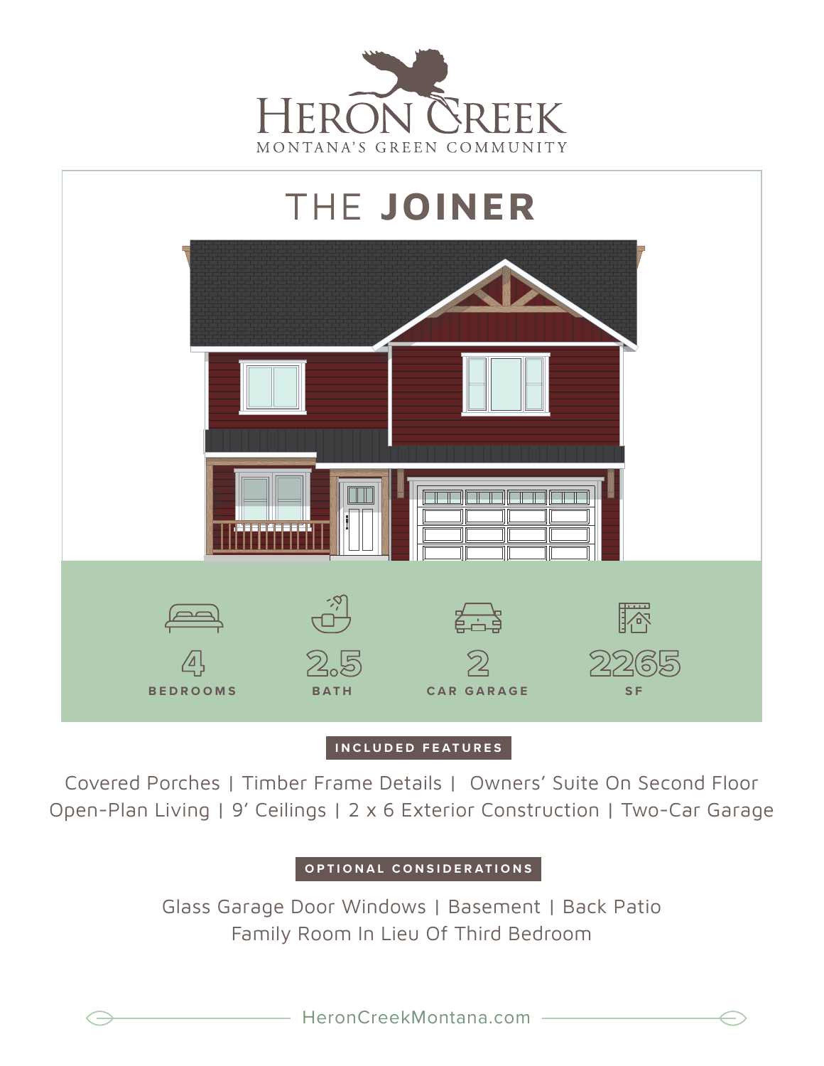# HERON CREEK

MONTANA'S GREEN COMMUNITY

## THE JOINER

**4** BEDROOMS

**2.5** BATH

**2** CAR GARAGE

**2265** SF

### INCLUDED FEATURES

Covered Porches | Timber Frame Details | Owners' Suite On Second Floor
Open-Plan Living | 9' Ceilings | 2 x 6 Exterior Construction | Two-Car Garage

### OPTIONAL CONSIDERATIONS

Glass Garage Door Windows | Basement | Back Patio
Family Room In Lieu Of Third Bedroom

HeronCreekMontana.com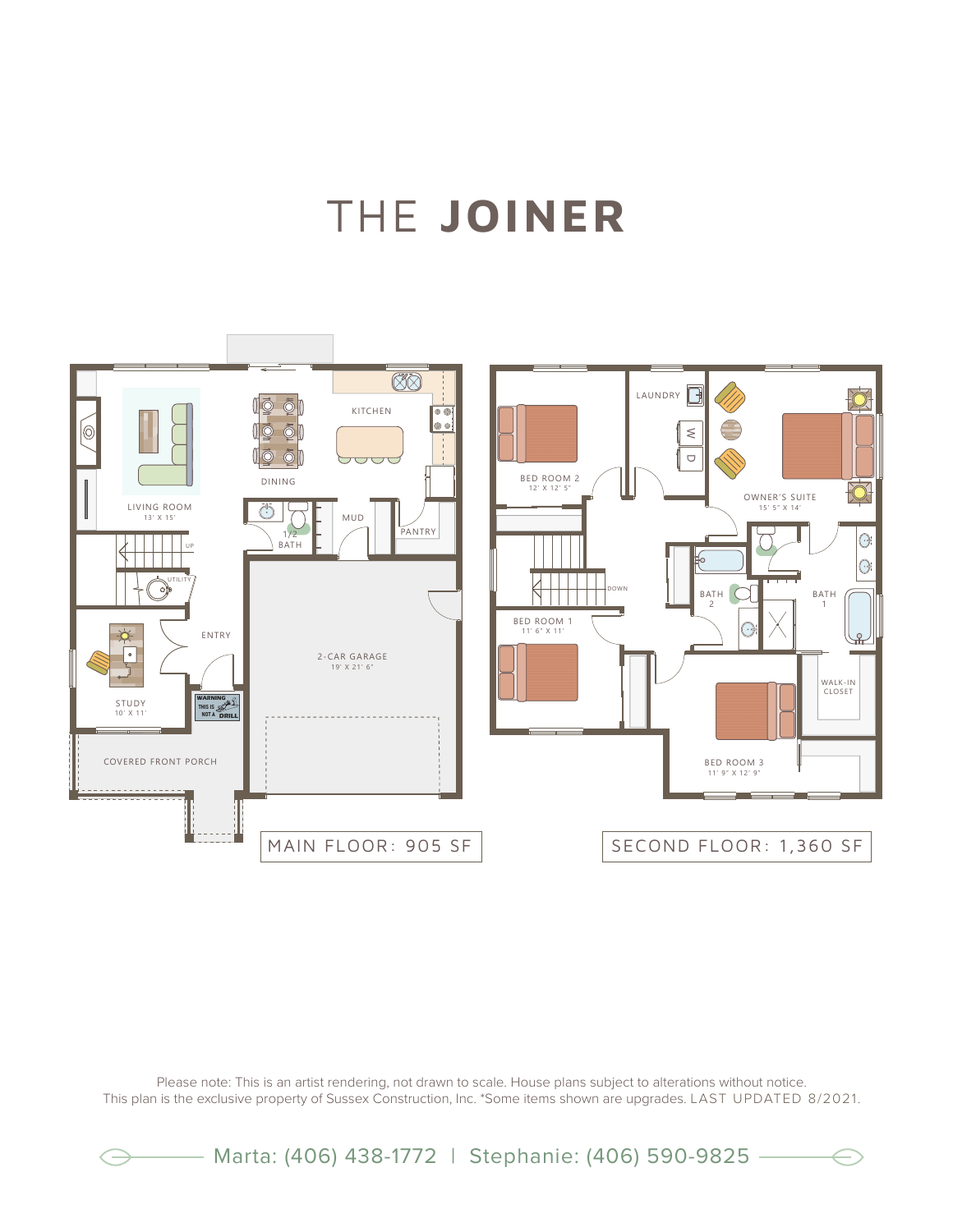# THE **JOINER**

LIVING ROOM
13' X 15'

DINING

KITCHEN

1/2 BATH

MUD

PANTRY

UP

UTILITY

ENTRY

STUDY
10' X 11'

WARNING THIS IS NOT A DRILL

2-CAR GARAGE
19' X 21' 6"

COVERED FRONT PORCH

MAIN FLOOR: 905 SF

BED ROOM 2
12' X 12' 5"

LAUNDRY

W

D

OWNER'S SUITE
15' 5" X 14'

DOWN

BATH 2

BATH 1

BED ROOM 1
11' 6" X 11'

WALK-IN CLOSET

BED ROOM 3
11' 9" X 12' 9"

SECOND FLOOR: 1,360 SF

Please note: This is an artist rendering, not drawn to scale. House plans subject to alterations without notice.
This plan is the exclusive property of Sussex Construction, Inc. *Some items shown are upgrades. LAST UPDATED 8/2021.

Marta: (406) 438-1772 | Stephanie: (406) 590-9825